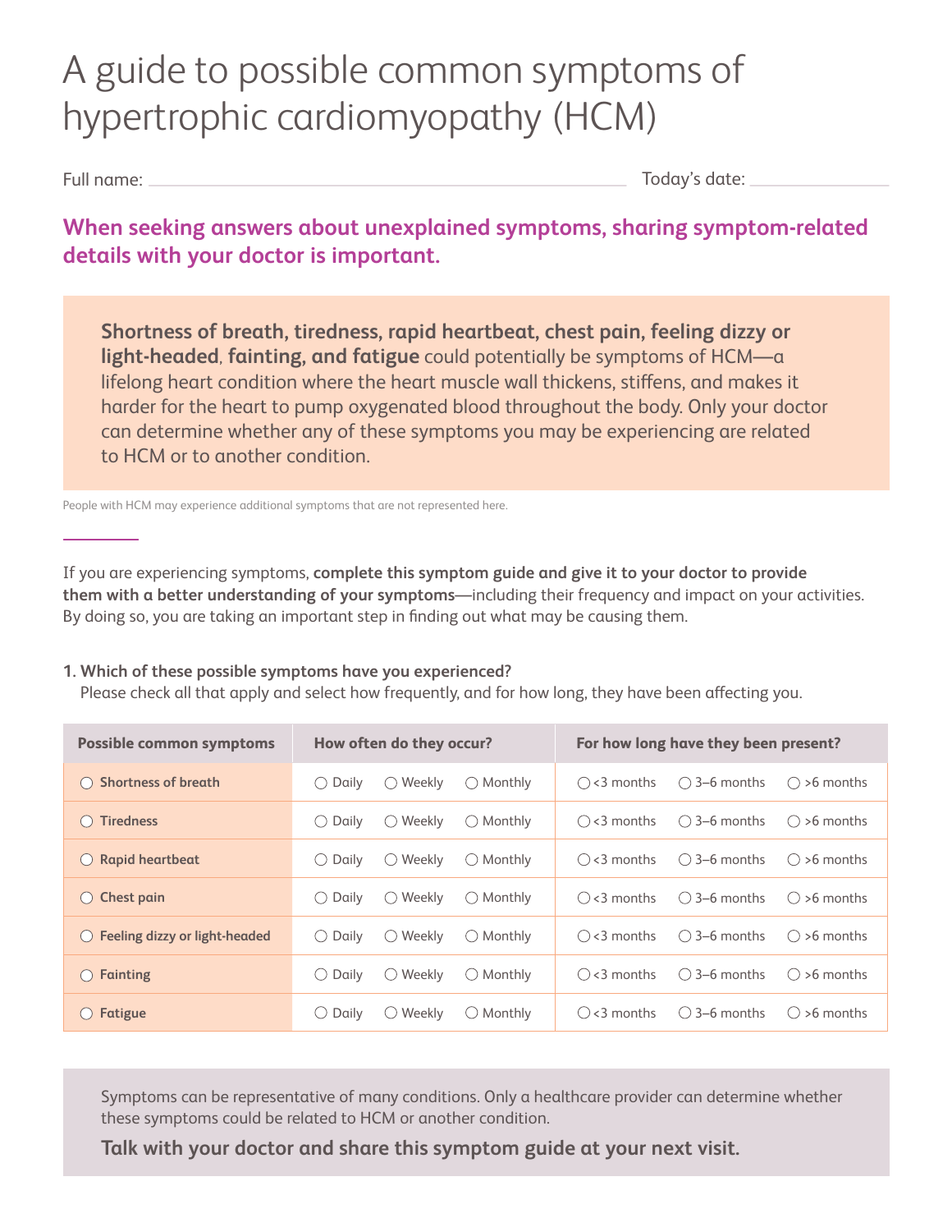# A guide to possible common symptoms of hypertrophic cardiomyopathy (HCM)

Full name: ______________________________ Today's date: ______________

**When seeking answers about unexplained symptoms, sharing symptom-related details with your doctor is important.**

**Shortness of breath, tiredness, rapid heartbeat, chest pain, feeling dizzy or light-headed**, **fainting, and fatigue** could potentially be symptoms of HCM—a lifelong heart condition where the heart muscle wall thickens, stiffens, and makes it harder for the heart to pump oxygenated blood throughout the body. Only your doctor can determine whether any of these symptoms you may be experiencing are related to HCM or to another condition.

People with HCM may experience additional symptoms that are not represented here.

If you are experiencing symptoms, **complete this symptom guide and give it to your doctor to provide them with a better understanding of your symptoms**—including their frequency and impact on your activities. By doing so, you are taking an important step in finding out what may be causing them.

**1. Which of these possible symptoms have you experienced?**
Please check all that apply and select how frequently, and for how long, they have been affecting you.

| Possible common symptoms | How often do they occur? | | | For how long have they been present? | | |
|---|---|---|---|---|---|---|
| ◯ Shortness of breath | ◯ Daily | ◯ Weekly | ◯ Monthly | ◯ <3 months | ◯ 3–6 months | ◯ >6 months |
| ◯ Tiredness | ◯ Daily | ◯ Weekly | ◯ Monthly | ◯ <3 months | ◯ 3–6 months | ◯ >6 months |
| ◯ Rapid heartbeat | ◯ Daily | ◯ Weekly | ◯ Monthly | ◯ <3 months | ◯ 3–6 months | ◯ >6 months |
| ◯ Chest pain | ◯ Daily | ◯ Weekly | ◯ Monthly | ◯ <3 months | ◯ 3–6 months | ◯ >6 months |
| ◯ Feeling dizzy or light-headed | ◯ Daily | ◯ Weekly | ◯ Monthly | ◯ <3 months | ◯ 3–6 months | ◯ >6 months |
| ◯ Fainting | ◯ Daily | ◯ Weekly | ◯ Monthly | ◯ <3 months | ◯ 3–6 months | ◯ >6 months |
| ◯ Fatigue | ◯ Daily | ◯ Weekly | ◯ Monthly | ◯ <3 months | ◯ 3–6 months | ◯ >6 months |

Symptoms can be representative of many conditions. Only a healthcare provider can determine whether these symptoms could be related to HCM or another condition.

**Talk with your doctor and share this symptom guide at your next visit.**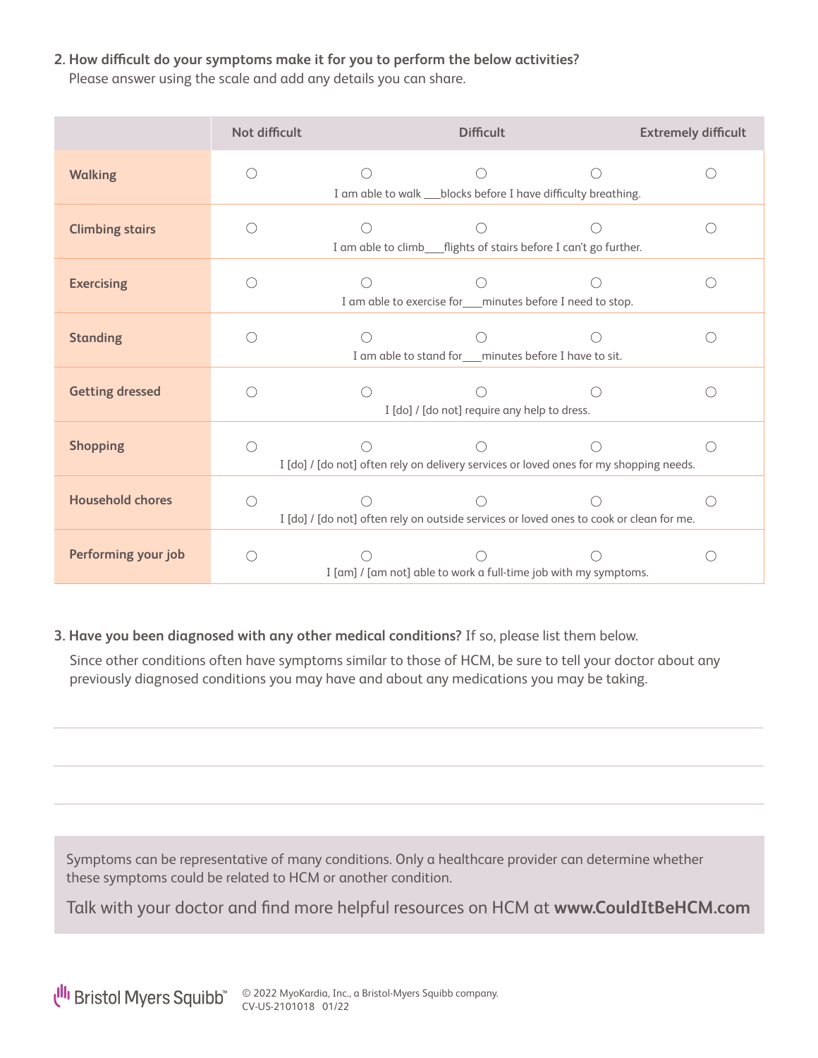**2. How difficult do your symptoms make it for you to perform the below activities?**
Please answer using the scale and add any details you can share.

| | Not difficult | | Difficult | | Extremely difficult |
|---|---|---|---|---|---|
| **Walking** | ◯ | ◯ | ◯ | ◯ | ◯ |
| | I am able to walk ___blocks before I have difficulty breathing. | | | | |
| **Climbing stairs** | ◯ | ◯ | ◯ | ◯ | ◯ |
| | I am able to climb___flights of stairs before I can't go further. | | | | |
| **Exercising** | ◯ | ◯ | ◯ | ◯ | ◯ |
| | I am able to exercise for___minutes before I need to stop. | | | | |
| **Standing** | ◯ | ◯ | ◯ | ◯ | ◯ |
| | I am able to stand for___minutes before I have to sit. | | | | |
| **Getting dressed** | ◯ | ◯ | ◯ | ◯ | ◯ |
| | I [do] / [do not] require any help to dress. | | | | |
| **Shopping** | ◯ | ◯ | ◯ | ◯ | ◯ |
| | I [do] / [do not] often rely on delivery services or loved ones for my shopping needs. | | | | |
| **Household chores** | ◯ | ◯ | ◯ | ◯ | ◯ |
| | I [do] / [do not] often rely on outside services or loved ones to cook or clean for me. | | | | |
| **Performing your job** | ◯ | ◯ | ◯ | ◯ | ◯ |
| | I [am] / [am not] able to work a full-time job with my symptoms. | | | | |

**3. Have you been diagnosed with any other medical conditions?** If so, please list them below.

Since other conditions often have symptoms similar to those of HCM, be sure to tell your doctor about any previously diagnosed conditions you may have and about any medications you may be taking.

---

---

---

Symptoms can be representative of many conditions. Only a healthcare provider can determine whether these symptoms could be related to HCM or another condition.

Talk with your doctor and find more helpful resources on HCM at **www.CouldItBeHCM.com**

Bristol Myers Squibb™

© 2022 MyoKardia, Inc., a Bristol-Myers Squibb company.
CV-US-2101018 01/22